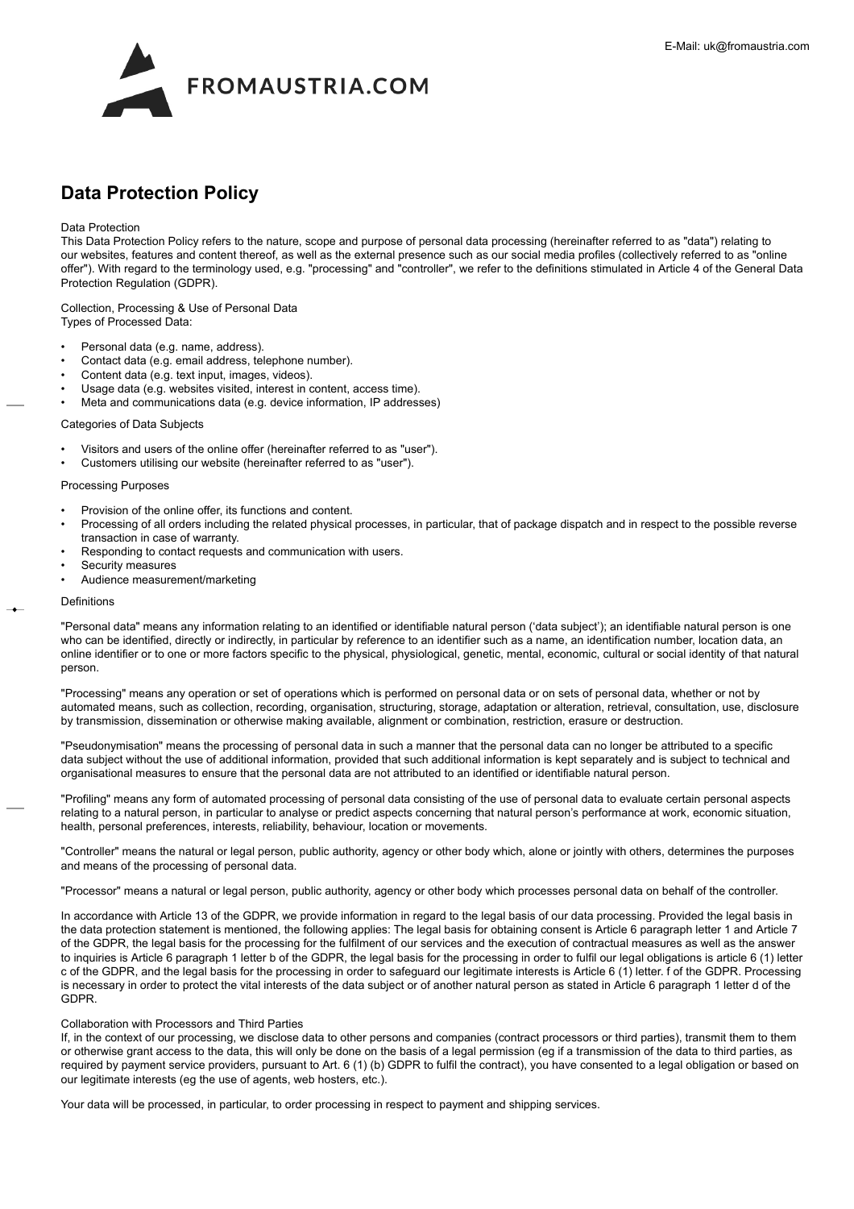E-Mail: uk@fromaustria.com

FROMAUSTRIA.COM

# Data Protection Policy

Data Protection

This Data Protection Policy refers to the nature, scope and purpose of personal data processing (hereinafter referred to as "data") relating to our websites, features and content thereof, as well as the external presence such as our social media profiles (collectively referred to as "online offer"). With regard to the terminology used, e.g. "processing" and "controller", we refer to the definitions stimulated in Article 4 of the General Data Protection Regulation (GDPR).

Collection, Processing & Use of Personal Data

Types of Processed Data:

- Personal data (e.g. name, address).
- Contact data (e.g. email address, telephone number).
- Content data (e.g. text input, images, videos).
- Usage data (e.g. websites visited, interest in content, access time).
- Meta and communications data (e.g. device information, IP addresses)

Categories of Data Subjects

- Visitors and users of the online offer (hereinafter referred to as "user").
- Customers utilising our website (hereinafter referred to as "user").

Processing Purposes

- Provision of the online offer, its functions and content.
- Processing of all orders including the related physical processes, in particular, that of package dispatch and in respect to the possible reverse transaction in case of warranty.
- Responding to contact requests and communication with users.
- Security measures
- Audience measurement/marketing

Definitions

"Personal data" means any information relating to an identified or identifiable natural person ('data subject'); an identifiable natural person is one who can be identified, directly or indirectly, in particular by reference to an identifier such as a name, an identification number, location data, an online identifier or to one or more factors specific to the physical, physiological, genetic, mental, economic, cultural or social identity of that natural person.

"Processing" means any operation or set of operations which is performed on personal data or on sets of personal data, whether or not by automated means, such as collection, recording, organisation, structuring, storage, adaptation or alteration, retrieval, consultation, use, disclosure by transmission, dissemination or otherwise making available, alignment or combination, restriction, erasure or destruction.

"Pseudonymisation" means the processing of personal data in such a manner that the personal data can no longer be attributed to a specific data subject without the use of additional information, provided that such additional information is kept separately and is subject to technical and organisational measures to ensure that the personal data are not attributed to an identified or identifiable natural person.

"Profiling" means any form of automated processing of personal data consisting of the use of personal data to evaluate certain personal aspects relating to a natural person, in particular to analyse or predict aspects concerning that natural person's performance at work, economic situation, health, personal preferences, interests, reliability, behaviour, location or movements.

"Controller" means the natural or legal person, public authority, agency or other body which, alone or jointly with others, determines the purposes and means of the processing of personal data.

"Processor" means a natural or legal person, public authority, agency or other body which processes personal data on behalf of the controller.

In accordance with Article 13 of the GDPR, we provide information in regard to the legal basis of our data processing. Provided the legal basis in the data protection statement is mentioned, the following applies: The legal basis for obtaining consent is Article 6 paragraph letter 1 and Article 7 of the GDPR, the legal basis for the processing for the fulfilment of our services and the execution of contractual measures as well as the answer to inquiries is Article 6 paragraph 1 letter b of the GDPR, the legal basis for the processing in order to fulfil our legal obligations is article 6 (1) letter c of the GDPR, and the legal basis for the processing in order to safeguard our legitimate interests is Article 6 (1) letter. f of the GDPR. Processing is necessary in order to protect the vital interests of the data subject or of another natural person as stated in Article 6 paragraph 1 letter d of the GDPR.

Collaboration with Processors and Third Parties

If, in the context of our processing, we disclose data to other persons and companies (contract processors or third parties), transmit them to them or otherwise grant access to the data, this will only be done on the basis of a legal permission (eg if a transmission of the data to third parties, as required by payment service providers, pursuant to Art. 6 (1) (b) GDPR to fulfil the contract), you have consented to a legal obligation or based on our legitimate interests (eg the use of agents, web hosters, etc.).

Your data will be processed, in particular, to order processing in respect to payment and shipping services.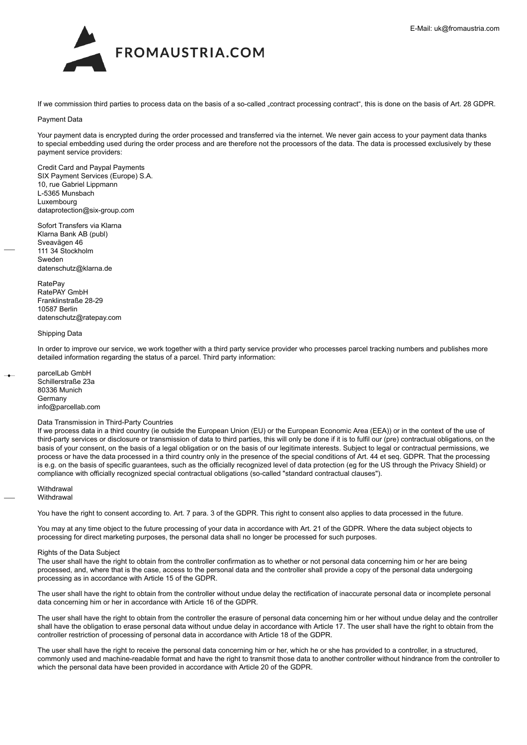If we commission third parties to process data on the basis of a so-called „contract processing contract“, this is done on the basis of Art. 28 GDPR.

## Payment Data

Your payment data is encrypted during the order processed and transferred via the internet. We never gain access to your payment data thanks to special embedding used during the order process and are therefore not the processors of the data. The data is processed exclusively by these payment service providers:

Credit Card and Paypal Payments
SIX Payment Services (Europe) S.A.
10, rue Gabriel Lippmann
L-5365 Munsbach
Luxembourg
dataprotection@six-group.com

Sofort Transfers via Klarna
Klarna Bank AB (publ)
Sveavägen 46
111 34 Stockholm
Sweden
datenschutz@klarna.de

RatePay
RatePAY GmbH
Franklinstraße 28-29
10587 Berlin
datenschutz@ratepay.com

## Shipping Data

In order to improve our service, we work together with a third party service provider who processes parcel tracking numbers and publishes more detailed information regarding the status of a parcel. Third party information:

parcelLab GmbH
Schillerstraße 23a
80336 Munich
Germany
info@parcellab.com

## Data Transmission in Third-Party Countries

If we process data in a third country (ie outside the European Union (EU) or the European Economic Area (EEA)) or in the context of the use of third-party services or disclosure or transmission of data to third parties, this will only be done if it is to fulfil our (pre) contractual obligations, on the basis of your consent, on the basis of a legal obligation or on the basis of our legitimate interests. Subject to legal or contractual permissions, we process or have the data processed in a third country only in the presence of the special conditions of Art. 44 et seq. GDPR. That the processing is e.g. on the basis of specific guarantees, such as the officially recognized level of data protection (eg for the US through the Privacy Shield) or compliance with officially recognized special contractual obligations (so-called "standard contractual clauses").

## Withdrawal

Withdrawal

You have the right to consent according to. Art. 7 para. 3 of the GDPR. This right to consent also applies to data processed in the future.

You may at any time object to the future processing of your data in accordance with Art. 21 of the GDPR. Where the data subject objects to processing for direct marketing purposes, the personal data shall no longer be processed for such purposes.

## Rights of the Data Subject

The user shall have the right to obtain from the controller confirmation as to whether or not personal data concerning him or her are being processed, and, where that is the case, access to the personal data and the controller shall provide a copy of the personal data undergoing processing as in accordance with Article 15 of the GDPR.

The user shall have the right to obtain from the controller without undue delay the rectification of inaccurate personal data or incomplete personal data concerning him or her in accordance with Article 16 of the GDPR.

The user shall have the right to obtain from the controller the erasure of personal data concerning him or her without undue delay and the controller shall have the obligation to erase personal data without undue delay in accordance with Article 17. The user shall have the right to obtain from the controller restriction of processing of personal data in accordance with Article 18 of the GDPR.

The user shall have the right to receive the personal data concerning him or her, which he or she has provided to a controller, in a structured, commonly used and machine-readable format and have the right to transmit those data to another controller without hindrance from the controller to which the personal data have been provided in accordance with Article 20 of the GDPR.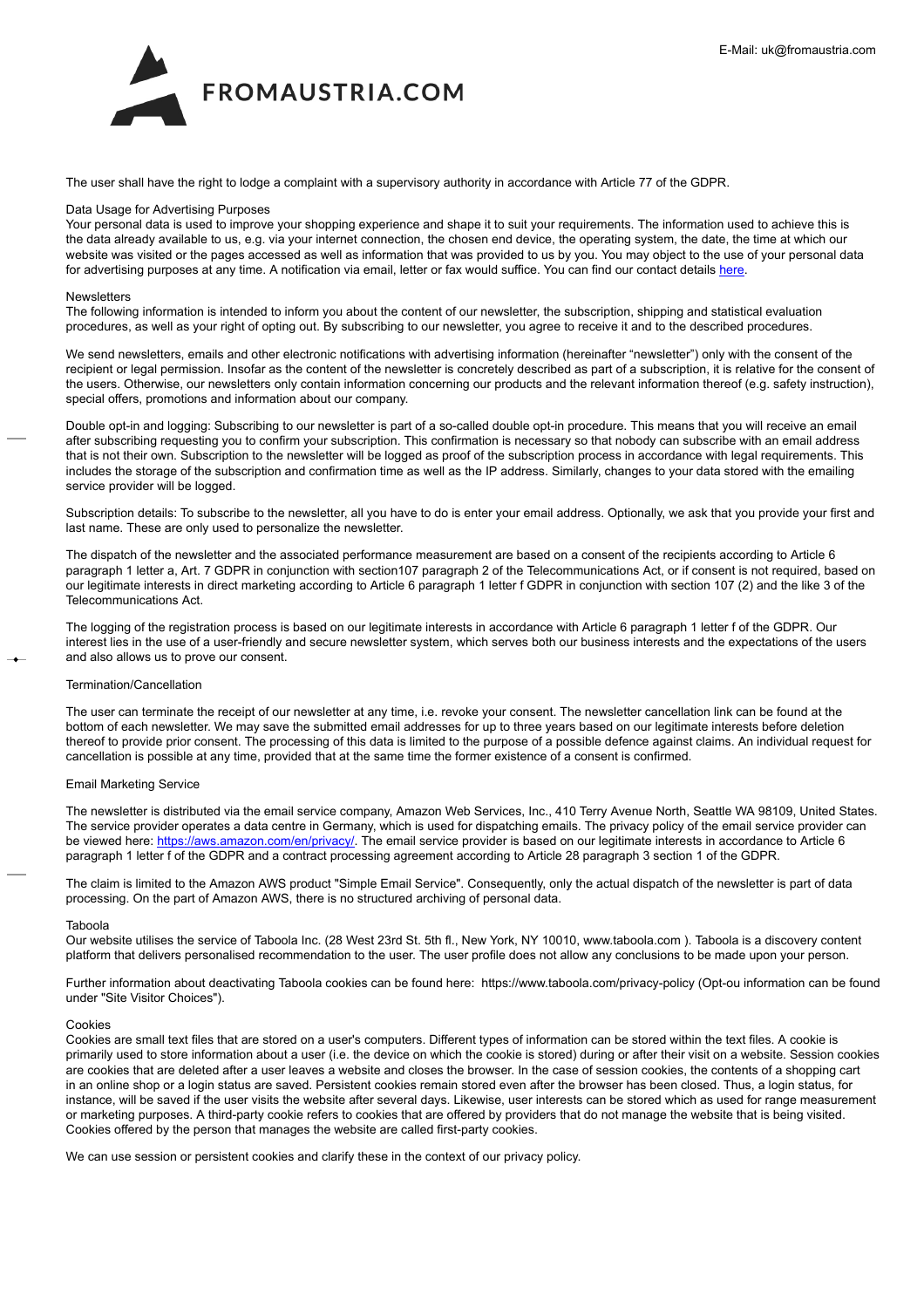The user shall have the right to lodge a complaint with a supervisory authority in accordance with Article 77 of the GDPR.

### Data Usage for Advertising Purposes

Your personal data is used to improve your shopping experience and shape it to suit your requirements. The information used to achieve this is the data already available to us, e.g. via your internet connection, the chosen end device, the operating system, the date, the time at which our website was visited or the pages accessed as well as information that was provided to us by you. You may object to the use of your personal data for advertising purposes at any time. A notification via email, letter or fax would suffice. You can find our contact details [here](#).

### Newsletters

The following information is intended to inform you about the content of our newsletter, the subscription, shipping and statistical evaluation procedures, as well as your right of opting out. By subscribing to our newsletter, you agree to receive it and to the described procedures.

We send newsletters, emails and other electronic notifications with advertising information (hereinafter "newsletter") only with the consent of the recipient or legal permission. Insofar as the content of the newsletter is concretely described as part of a subscription, it is relative for the consent of the users. Otherwise, our newsletters only contain information concerning our products and the relevant information thereof (e.g. safety instruction), special offers, promotions and information about our company.

Double opt-in and logging: Subscribing to our newsletter is part of a so-called double opt-in procedure. This means that you will receive an email after subscribing requesting you to confirm your subscription. This confirmation is necessary so that nobody can subscribe with an email address that is not their own. Subscription to the newsletter will be logged as proof of the subscription process in accordance with legal requirements. This includes the storage of the subscription and confirmation time as well as the IP address. Similarly, changes to your data stored with the emailing service provider will be logged.

Subscription details: To subscribe to the newsletter, all you have to do is enter your email address. Optionally, we ask that you provide your first and last name. These are only used to personalize the newsletter.

The dispatch of the newsletter and the associated performance measurement are based on a consent of the recipients according to Article 6 paragraph 1 letter a, Art. 7 GDPR in conjunction with section107 paragraph 2 of the Telecommunications Act, or if consent is not required, based on our legitimate interests in direct marketing according to Article 6 paragraph 1 letter f GDPR in conjunction with section 107 (2) and the like 3 of the Telecommunications Act.

The logging of the registration process is based on our legitimate interests in accordance with Article 6 paragraph 1 letter f of the GDPR. Our interest lies in the use of a user-friendly and secure newsletter system, which serves both our business interests and the expectations of the users and also allows us to prove our consent.

### Termination/Cancellation

The user can terminate the receipt of our newsletter at any time, i.e. revoke your consent. The newsletter cancellation link can be found at the bottom of each newsletter. We may save the submitted email addresses for up to three years based on our legitimate interests before deletion thereof to provide prior consent. The processing of this data is limited to the purpose of a possible defence against claims. An individual request for cancellation is possible at any time, provided that at the same time the former existence of a consent is confirmed.

### Email Marketing Service

The newsletter is distributed via the email service company, Amazon Web Services, Inc., 410 Terry Avenue North, Seattle WA 98109, United States. The service provider operates a data centre in Germany, which is used for dispatching emails. The privacy policy of the email service provider can be viewed here: [https://aws.amazon.com/en/privacy/](https://aws.amazon.com/en/privacy/). The email service provider is based on our legitimate interests in accordance to Article 6 paragraph 1 letter f of the GDPR and a contract processing agreement according to Article 28 paragraph 3 section 1 of the GDPR.

The claim is limited to the Amazon AWS product "Simple Email Service". Consequently, only the actual dispatch of the newsletter is part of data processing. On the part of Amazon AWS, there is no structured archiving of personal data.

### Taboola

Our website utilises the service of Taboola Inc. (28 West 23rd St. 5th fl., New York, NY 10010, www.taboola.com ). Taboola is a discovery content platform that delivers personalised recommendation to the user. The user profile does not allow any conclusions to be made upon your person.

Further information about deactivating Taboola cookies can be found here: https://www.taboola.com/privacy-policy (Opt-ou information can be found under "Site Visitor Choices").

### Cookies

Cookies are small text files that are stored on a user's computers. Different types of information can be stored within the text files. A cookie is primarily used to store information about a user (i.e. the device on which the cookie is stored) during or after their visit on a website. Session cookies are cookies that are deleted after a user leaves a website and closes the browser. In the case of session cookies, the contents of a shopping cart in an online shop or a login status are saved. Persistent cookies remain stored even after the browser has been closed. Thus, a login status, for instance, will be saved if the user visits the website after several days. Likewise, user interests can be stored which as used for range measurement or marketing purposes. A third-party cookie refers to cookies that are offered by providers that do not manage the website that is being visited. Cookies offered by the person that manages the website are called first-party cookies.

We can use session or persistent cookies and clarify these in the context of our privacy policy.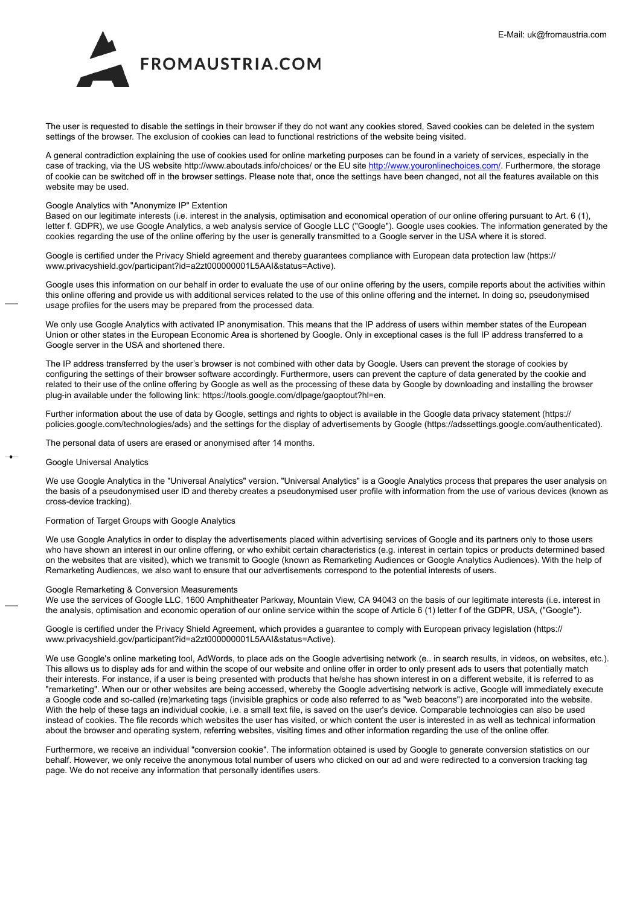The user is requested to disable the settings in their browser if they do not want any cookies stored, Saved cookies can be deleted in the system settings of the browser. The exclusion of cookies can lead to functional restrictions of the website being visited.

A general contradiction explaining the use of cookies used for online marketing purposes can be found in a variety of services, especially in the case of tracking, via the US website http://www.aboutads.info/choices/ or the EU site http://www.youronlinechoices.com/. Furthermore, the storage of cookie can be switched off in the browser settings. Please note that, once the settings have been changed, not all the features available on this website may be used.

Google Analytics with "Anonymize IP" Extention

Based on our legitimate interests (i.e. interest in the analysis, optimisation and economical operation of our online offering pursuant to Art. 6 (1), letter f. GDPR), we use Google Analytics, a web analysis service of Google LLC ("Google"). Google uses cookies. The information generated by the cookies regarding the use of the online offering by the user is generally transmitted to a Google server in the USA where it is stored.

Google is certified under the Privacy Shield agreement and thereby guarantees compliance with European data protection law (https://www.privacyshield.gov/participant?id=a2zt000000001L5AAI&status=Active).

Google uses this information on our behalf in order to evaluate the use of our online offering by the users, compile reports about the activities within this online offering and provide us with additional services related to the use of this online offering and the internet. In doing so, pseudonymised usage profiles for the users may be prepared from the processed data.

We only use Google Analytics with activated IP anonymisation. This means that the IP address of users within member states of the European Union or other states in the European Economic Area is shortened by Google. Only in exceptional cases is the full IP address transferred to a Google server in the USA and shortened there.

The IP address transferred by the user's browser is not combined with other data by Google. Users can prevent the storage of cookies by configuring the settings of their browser software accordingly. Furthermore, users can prevent the capture of data generated by the cookie and related to their use of the online offering by Google as well as the processing of these data by Google by downloading and installing the browser plug-in available under the following link: https://tools.google.com/dlpage/gaoptout?hl=en.

Further information about the use of data by Google, settings and rights to object is available in the Google data privacy statement (https://policies.google.com/technologies/ads) and the settings for the display of advertisements by Google (https://adssettings.google.com/authenticated).

The personal data of users are erased or anonymised after 14 months.

Google Universal Analytics

We use Google Analytics in the "Universal Analytics" version. "Universal Analytics" is a Google Analytics process that prepares the user analysis on the basis of a pseudonymised user ID and thereby creates a pseudonymised user profile with information from the use of various devices (known as cross-device tracking).

Formation of Target Groups with Google Analytics

We use Google Analytics in order to display the advertisements placed within advertising services of Google and its partners only to those users who have shown an interest in our online offering, or who exhibit certain characteristics (e.g. interest in certain topics or products determined based on the websites that are visited), which we transmit to Google (known as Remarketing Audiences or Google Analytics Audiences). With the help of Remarketing Audiences, we also want to ensure that our advertisements correspond to the potential interests of users.

Google Remarketing & Conversion Measurements

We use the services of Google LLC, 1600 Amphitheater Parkway, Mountain View, CA 94043 on the basis of our legitimate interests (i.e. interest in the analysis, optimisation and economic operation of our online service within the scope of Article 6 (1) letter f of the GDPR, USA, ("Google").

Google is certified under the Privacy Shield Agreement, which provides a guarantee to comply with European privacy legislation (https://www.privacyshield.gov/participant?id=a2zt000000001L5AAI&status=Active).

We use Google's online marketing tool, AdWords, to place ads on the Google advertising network (e.. in search results, in videos, on websites, etc.). This allows us to display ads for and within the scope of our website and online offer in order to only present ads to users that potentially match their interests. For instance, if a user is being presented with products that he/she has shown interest in on a different website, it is referred to as "remarketing". When our or other websites are being accessed, whereby the Google advertising network is active, Google will immediately execute a Google code and so-called (re)marketing tags (invisible graphics or code also referred to as "web beacons") are incorporated into the website. With the help of these tags an individual cookie, i.e. a small text file, is saved on the user's device. Comparable technologies can also be used instead of cookies. The file records which websites the user has visited, or which content the user is interested in as well as technical information about the browser and operating system, referring websites, visiting times and other information regarding the use of the online offer.

Furthermore, we receive an individual "conversion cookie". The information obtained is used by Google to generate conversion statistics on our behalf. However, we only receive the anonymous total number of users who clicked on our ad and were redirected to a conversion tracking tag page. We do not receive any information that personally identifies users.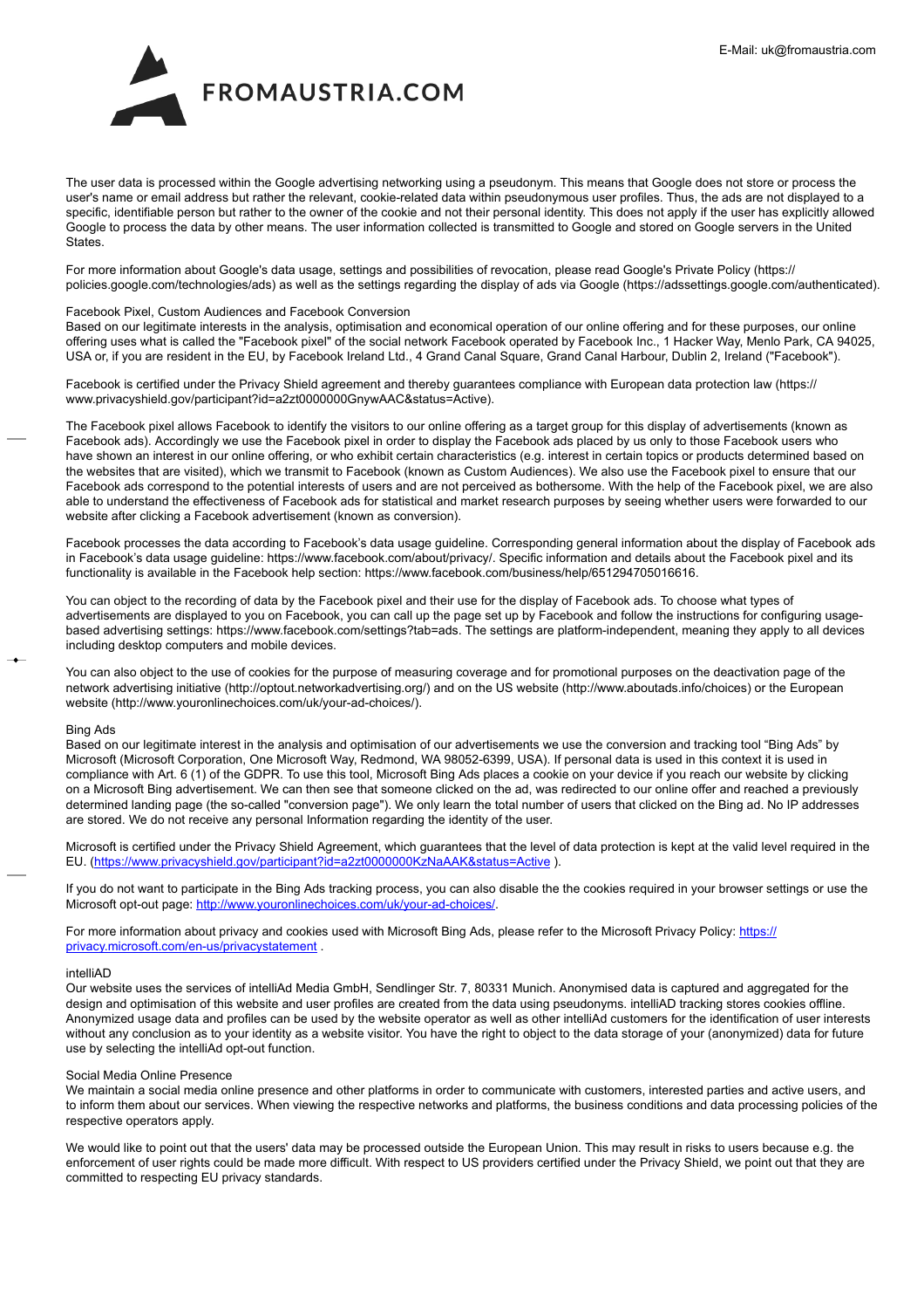The user data is processed within the Google advertising networking using a pseudonym. This means that Google does not store or process the user's name or email address but rather the relevant, cookie-related data within pseudonymous user profiles. Thus, the ads are not displayed to a specific, identifiable person but rather to the owner of the cookie and not their personal identity. This does not apply if the user has explicitly allowed Google to process the data by other means. The user information collected is transmitted to Google and stored on Google servers in the United States.

For more information about Google's data usage, settings and possibilities of revocation, please read Google's Private Policy (https://policies.google.com/technologies/ads) as well as the settings regarding the display of ads via Google (https://adssettings.google.com/authenticated).

### Facebook Pixel, Custom Audiences and Facebook Conversion

Based on our legitimate interests in the analysis, optimisation and economical operation of our online offering and for these purposes, our online offering uses what is called the "Facebook pixel" of the social network Facebook operated by Facebook Inc., 1 Hacker Way, Menlo Park, CA 94025, USA or, if you are resident in the EU, by Facebook Ireland Ltd., 4 Grand Canal Square, Grand Canal Harbour, Dublin 2, Ireland ("Facebook").

Facebook is certified under the Privacy Shield agreement and thereby guarantees compliance with European data protection law (https://www.privacyshield.gov/participant?id=a2zt0000000GnywAAC&status=Active).

The Facebook pixel allows Facebook to identify the visitors to our online offering as a target group for this display of advertisements (known as Facebook ads). Accordingly we use the Facebook pixel in order to display the Facebook ads placed by us only to those Facebook users who have shown an interest in our online offering, or who exhibit certain characteristics (e.g. interest in certain topics or products determined based on the websites that are visited), which we transmit to Facebook (known as Custom Audiences). We also use the Facebook pixel to ensure that our Facebook ads correspond to the potential interests of users and are not perceived as bothersome. With the help of the Facebook pixel, we are also able to understand the effectiveness of Facebook ads for statistical and market research purposes by seeing whether users were forwarded to our website after clicking a Facebook advertisement (known as conversion).

Facebook processes the data according to Facebook's data usage guideline. Corresponding general information about the display of Facebook ads in Facebook's data usage guideline: https://www.facebook.com/about/privacy/. Specific information and details about the Facebook pixel and its functionality is available in the Facebook help section: https://www.facebook.com/business/help/651294705016616.

You can object to the recording of data by the Facebook pixel and their use for the display of Facebook ads. To choose what types of advertisements are displayed to you on Facebook, you can call up the page set up by Facebook and follow the instructions for configuring usage-based advertising settings: https://www.facebook.com/settings?tab=ads. The settings are platform-independent, meaning they apply to all devices including desktop computers and mobile devices.

You can also object to the use of cookies for the purpose of measuring coverage and for promotional purposes on the deactivation page of the network advertising initiative (http://optout.networkadvertising.org/) and on the US website (http://www.aboutads.info/choices) or the European website (http://www.youronlinechoices.com/uk/your-ad-choices/).

### Bing Ads

Based on our legitimate interest in the analysis and optimisation of our advertisements we use the conversion and tracking tool "Bing Ads" by Microsoft (Microsoft Corporation, One Microsoft Way, Redmond, WA 98052-6399, USA). If personal data is used in this context it is used in compliance with Art. 6 (1) of the GDPR. To use this tool, Microsoft Bing Ads places a cookie on your device if you reach our website by clicking on a Microsoft Bing advertisement. We can then see that someone clicked on the ad, was redirected to our online offer and reached a previously determined landing page (the so-called "conversion page"). We only learn the total number of users that clicked on the Bing ad. No IP addresses are stored. We do not receive any personal Information regarding the identity of the user.

Microsoft is certified under the Privacy Shield Agreement, which guarantees that the level of data protection is kept at the valid level required in the EU. (https://www.privacyshield.gov/participant?id=a2zt0000000KzNaAAK&status=Active ).

If you do not want to participate in the Bing Ads tracking process, you can also disable the the cookies required in your browser settings or use the Microsoft opt-out page: http://www.youronlinechoices.com/uk/your-ad-choices/.

For more information about privacy and cookies used with Microsoft Bing Ads, please refer to the Microsoft Privacy Policy: https://privacy.microsoft.com/en-us/privacystatement .

### intelliAD

Our website uses the services of intelliAd Media GmbH, Sendlinger Str. 7, 80331 Munich. Anonymised data is captured and aggregated for the design and optimisation of this website and user profiles are created from the data using pseudonyms. intelliAD tracking stores cookies offline. Anonymized usage data and profiles can be used by the website operator as well as other intelliAd customers for the identification of user interests without any conclusion as to your identity as a website visitor. You have the right to object to the data storage of your (anonymized) data for future use by selecting the intelliAd opt-out function.

### Social Media Online Presence

We maintain a social media online presence and other platforms in order to communicate with customers, interested parties and active users, and to inform them about our services. When viewing the respective networks and platforms, the business conditions and data processing policies of the respective operators apply.

We would like to point out that the users' data may be processed outside the European Union. This may result in risks to users because e.g. the enforcement of user rights could be made more difficult. With respect to US providers certified under the Privacy Shield, we point out that they are committed to respecting EU privacy standards.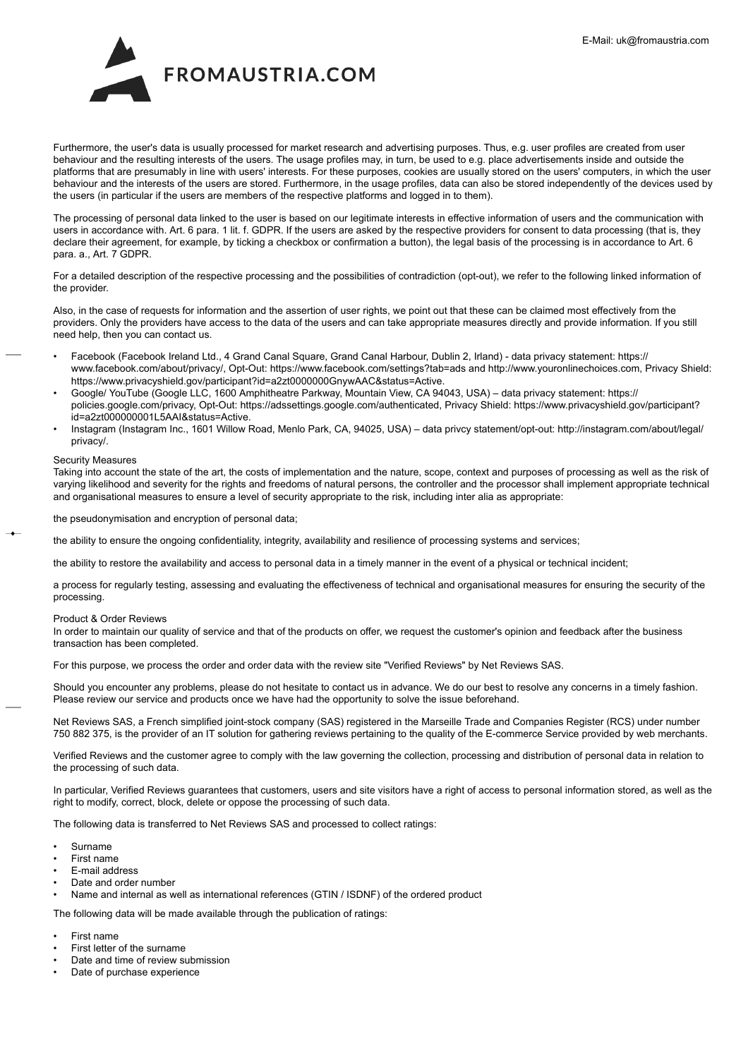Furthermore, the user's data is usually processed for market research and advertising purposes. Thus, e.g. user profiles are created from user behaviour and the resulting interests of the users. The usage profiles may, in turn, be used to e.g. place advertisements inside and outside the platforms that are presumably in line with users' interests. For these purposes, cookies are usually stored on the users' computers, in which the user behaviour and the interests of the users are stored. Furthermore, in the usage profiles, data can also be stored independently of the devices used by the users (in particular if the users are members of the respective platforms and logged in to them).

The processing of personal data linked to the user is based on our legitimate interests in effective information of users and the communication with users in accordance with. Art. 6 para. 1 lit. f. GDPR. If the users are asked by the respective providers for consent to data processing (that is, they declare their agreement, for example, by ticking a checkbox or confirmation a button), the legal basis of the processing is in accordance to Art. 6 para. a., Art. 7 GDPR.

For a detailed description of the respective processing and the possibilities of contradiction (opt-out), we refer to the following linked information of the provider.

Also, in the case of requests for information and the assertion of user rights, we point out that these can be claimed most effectively from the providers. Only the providers have access to the data of the users and can take appropriate measures directly and provide information. If you still need help, then you can contact us.

- Facebook (Facebook Ireland Ltd., 4 Grand Canal Square, Grand Canal Harbour, Dublin 2, Irland) - data privacy statement: https://www.facebook.com/about/privacy/, Opt-Out: https://www.facebook.com/settings?tab=ads and http://www.youronlinechoices.com, Privacy Shield: https://www.privacyshield.gov/participant?id=a2zt0000000GnywAAC&status=Active.
- Google/ YouTube (Google LLC, 1600 Amphitheatre Parkway, Mountain View, CA 94043, USA) – data privacy statement: https://policies.google.com/privacy, Opt-Out: https://adssettings.google.com/authenticated, Privacy Shield: https://www.privacyshield.gov/participant?id=a2zt000000001L5AAI&status=Active.
- Instagram (Instagram Inc., 1601 Willow Road, Menlo Park, CA, 94025, USA) – data privcy statement/opt-out: http://instagram.com/about/legal/privacy/.

Security Measures

Taking into account the state of the art, the costs of implementation and the nature, scope, context and purposes of processing as well as the risk of varying likelihood and severity for the rights and freedoms of natural persons, the controller and the processor shall implement appropriate technical and organisational measures to ensure a level of security appropriate to the risk, including inter alia as appropriate:

the pseudonymisation and encryption of personal data;

the ability to ensure the ongoing confidentiality, integrity, availability and resilience of processing systems and services;

the ability to restore the availability and access to personal data in a timely manner in the event of a physical or technical incident;

a process for regularly testing, assessing and evaluating the effectiveness of technical and organisational measures for ensuring the security of the processing.

Product & Order Reviews

In order to maintain our quality of service and that of the products on offer, we request the customer's opinion and feedback after the business transaction has been completed.

For this purpose, we process the order and order data with the review site "Verified Reviews" by Net Reviews SAS.

Should you encounter any problems, please do not hesitate to contact us in advance. We do our best to resolve any concerns in a timely fashion. Please review our service and products once we have had the opportunity to solve the issue beforehand.

Net Reviews SAS, a French simplified joint-stock company (SAS) registered in the Marseille Trade and Companies Register (RCS) under number 750 882 375, is the provider of an IT solution for gathering reviews pertaining to the quality of the E-commerce Service provided by web merchants.

Verified Reviews and the customer agree to comply with the law governing the collection, processing and distribution of personal data in relation to the processing of such data.

In particular, Verified Reviews guarantees that customers, users and site visitors have a right of access to personal information stored, as well as the right to modify, correct, block, delete or oppose the processing of such data.

The following data is transferred to Net Reviews SAS and processed to collect ratings:

- Surname
- First name
- E-mail address
- Date and order number
- Name and internal as well as international references (GTIN / ISDNF) of the ordered product

The following data will be made available through the publication of ratings:

- First name
- First letter of the surname
- Date and time of review submission
- Date of purchase experience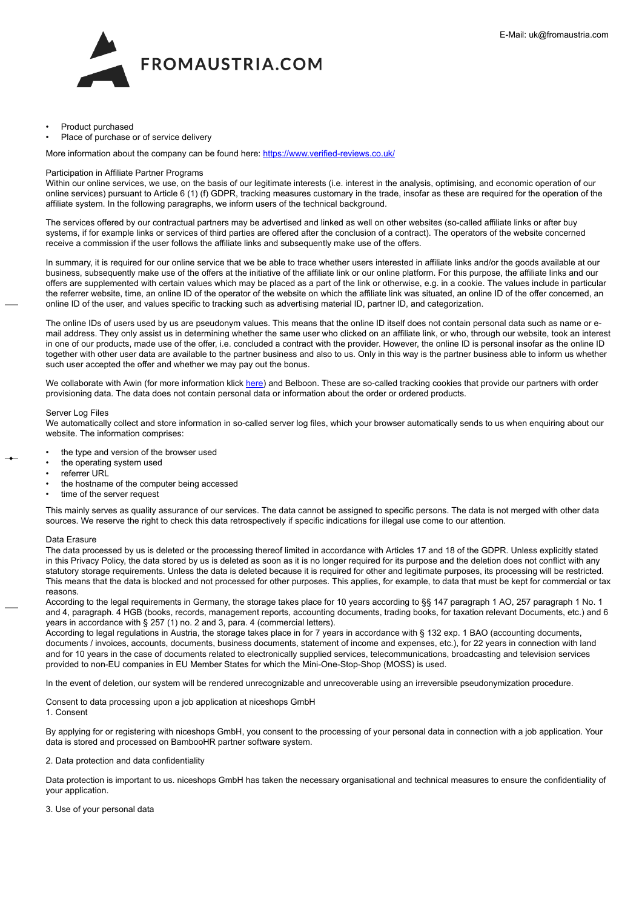- Product purchased
- Place of purchase or of service delivery

More information about the company can be found here: [https://www.verified-reviews.co.uk/](https://www.verified-reviews.co.uk/)

Participation in Affiliate Partner Programs

Within our online services, we use, on the basis of our legitimate interests (i.e. interest in the analysis, optimising, and economic operation of our online services) pursuant to Article 6 (1) (f) GDPR, tracking measures customary in the trade, insofar as these are required for the operation of the affiliate system. In the following paragraphs, we inform users of the technical background.

The services offered by our contractual partners may be advertised and linked as well on other websites (so-called affiliate links or after buy systems, if for example links or services of third parties are offered after the conclusion of a contract). The operators of the website concerned receive a commission if the user follows the affiliate links and subsequently make use of the offers.

In summary, it is required for our online service that we be able to trace whether users interested in affiliate links and/or the goods available at our business, subsequently make use of the offers at the initiative of the affiliate link or our online platform. For this purpose, the affiliate links and our offers are supplemented with certain values which may be placed as a part of the link or otherwise, e.g. in a cookie. The values include in particular the referrer website, time, an online ID of the operator of the website on which the affiliate link was situated, an online ID of the offer concerned, an online ID of the user, and values specific to tracking such as advertising material ID, partner ID, and categorization.

The online IDs of users used by us are pseudonym values. This means that the online ID itself does not contain personal data such as name or e-mail address. They only assist us in determining whether the same user who clicked on an affiliate link, or who, through our website, took an interest in one of our products, made use of the offer, i.e. concluded a contract with the provider. However, the online ID is personal insofar as the online ID together with other user data are available to the partner business and also to us. Only in this way is the partner business able to inform us whether such user accepted the offer and whether we may pay out the bonus.

We collaborate with Awin (for more information klick [here](here)) and Belboon. These are so-called tracking cookies that provide our partners with order provisioning data. The data does not contain personal data or information about the order or ordered products.

Server Log Files

We automatically collect and store information in so-called server log files, which your browser automatically sends to us when enquiring about our website. The information comprises:

- the type and version of the browser used
- the operating system used
- referrer URL
- the hostname of the computer being accessed
- time of the server request

This mainly serves as quality assurance of our services. The data cannot be assigned to specific persons. The data is not merged with other data sources. We reserve the right to check this data retrospectively if specific indications for illegal use come to our attention.

Data Erasure

The data processed by us is deleted or the processing thereof limited in accordance with Articles 17 and 18 of the GDPR. Unless explicitly stated in this Privacy Policy, the data stored by us is deleted as soon as it is no longer required for its purpose and the deletion does not conflict with any statutory storage requirements. Unless the data is deleted because it is required for other and legitimate purposes, its processing will be restricted. This means that the data is blocked and not processed for other purposes. This applies, for example, to data that must be kept for commercial or tax reasons.

According to the legal requirements in Germany, the storage takes place for 10 years according to §§ 147 paragraph 1 AO, 257 paragraph 1 No. 1 and 4, paragraph. 4 HGB (books, records, management reports, accounting documents, trading books, for taxation relevant Documents, etc.) and 6 years in accordance with § 257 (1) no. 2 and 3, para. 4 (commercial letters).

According to legal regulations in Austria, the storage takes place in for 7 years in accordance with § 132 exp. 1 BAO (accounting documents, documents / invoices, accounts, documents, business documents, statement of income and expenses, etc.), for 22 years in connection with land and for 10 years in the case of documents related to electronically supplied services, telecommunications, broadcasting and television services provided to non-EU companies in EU Member States for which the Mini-One-Stop-Shop (MOSS) is used.

In the event of deletion, our system will be rendered unrecognizable and unrecoverable using an irreversible pseudonymization procedure.

Consent to data processing upon a job application at niceshops GmbH

1. Consent

By applying for or registering with niceshops GmbH, you consent to the processing of your personal data in connection with a job application. Your data is stored and processed on BambooHR partner software system.

2. Data protection and data confidentiality

Data protection is important to us. niceshops GmbH has taken the necessary organisational and technical measures to ensure the confidentiality of your application.

3. Use of your personal data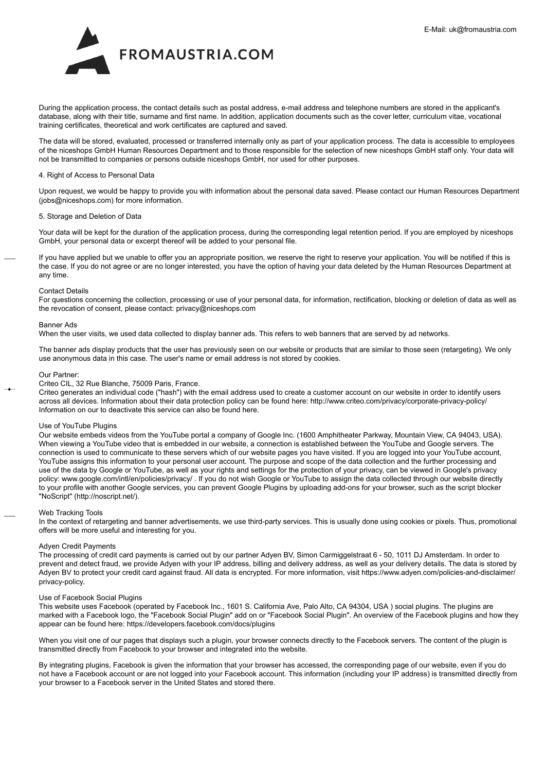During the application process, the contact details such as postal address, e-mail address and telephone numbers are stored in the applicant's database, along with their title, surname and first name. In addition, application documents such as the cover letter, curriculum vitae, vocational training certificates, theoretical and work certificates are captured and saved.

The data will be stored, evaluated, processed or transferred internally only as part of your application process. The data is accessible to employees of the niceshops GmbH Human Resources Department and to those responsible for the selection of new niceshops GmbH staff only. Your data will not be transmitted to companies or persons outside niceshops GmbH, nor used for other purposes.

4. Right of Access to Personal Data

Upon request, we would be happy to provide you with information about the personal data saved. Please contact our Human Resources Department (jobs@niceshops.com) for more information.

5. Storage and Deletion of Data

Your data will be kept for the duration of the application process, during the corresponding legal retention period. If you are employed by niceshops GmbH, your personal data or excerpt thereof will be added to your personal file.

If you have applied but we unable to offer you an appropriate position, we reserve the right to reserve your application. You will be notified if this is the case. If you do not agree or are no longer interested, you have the option of having your data deleted by the Human Resources Department at any time.

Contact Details
For questions concerning the collection, processing or use of your personal data, for information, rectification, blocking or deletion of data as well as the revocation of consent, please contact: privacy@niceshops.com

Banner Ads
When the user visits, we used data collected to display banner ads. This refers to web banners that are served by ad networks.

The banner ads display products that the user has previously seen on our website or products that are similar to those seen (retargeting). We only use anonymous data in this case. The user's name or email address is not stored by cookies.

Our Partner:
Criteo CIL, 32 Rue Blanche, 75009 Paris, France.
Criteo generates an individual code ("hash") with the email address used to create a customer account on our website in order to identify users across all devices. Information about their data protection policy can be found here: http://www.criteo.com/privacy/corporate-privacy-policy/
Information on our to deactivate this service can also be found here.

Use of YouTube Plugins
Our website embeds videos from the YouTube portal a company of Google Inc. (1600 Amphitheater Parkway, Mountain View, CA 94043, USA). When viewing a YouTube video that is embedded in our website, a connection is established between the YouTube and Google servers. The connection is used to communicate to these servers which of our website pages you have visited. If you are logged into your YouTube account, YouTube assigns this information to your personal user account. The purpose and scope of the data collection and the further processing and use of the data by Google or YouTube, as well as your rights and settings for the protection of your privacy, can be viewed in Google's privacy policy: www.google.com/intl/en/policies/privacy/ . If you do not wish Google or YouTube to assign the data collected through our website directly to your profile with another Google services, you can prevent Google Plugins by uploading add-ons for your browser, such as the script blocker "NoScript" (http://noscript.net/).

Web Tracking Tools
In the context of retargeting and banner advertisements, we use third-party services. This is usually done using cookies or pixels. Thus, promotional offers will be more useful and interesting for you.

Adyen Credit Payments
The processing of credit card payments is carried out by our partner Adyen BV, Simon Carmiggelstraat 6 - 50, 1011 DJ Amsterdam. In order to prevent and detect fraud, we provide Adyen with your IP address, billing and delivery address, as well as your delivery details. The data is stored by Adyen BV to protect your credit card against fraud. All data is encrypted. For more information, visit https://www.adyen.com/policies-and-disclaimer/privacy-policy.

Use of Facebook Social Plugins
This website uses Facebook (operated by Facebook Inc., 1601 S. California Ave, Palo Alto, CA 94304, USA ) social plugins. The plugins are marked with a Facebook logo, the "Facebook Social Plugin" add on or "Facebook Social Plugin". An overview of the Facebook plugins and how they appear can be found here: https://developers.facebook.com/docs/plugins

When you visit one of our pages that displays such a plugin, your browser connects directly to the Facebook servers. The content of the plugin is transmitted directly from Facebook to your browser and integrated into the website.

By integrating plugins, Facebook is given the information that your browser has accessed, the corresponding page of our website, even if you do not have a Facebook account or are not logged into your Facebook account. This information (including your IP address) is transmitted directly from your browser to a Facebook server in the United States and stored there.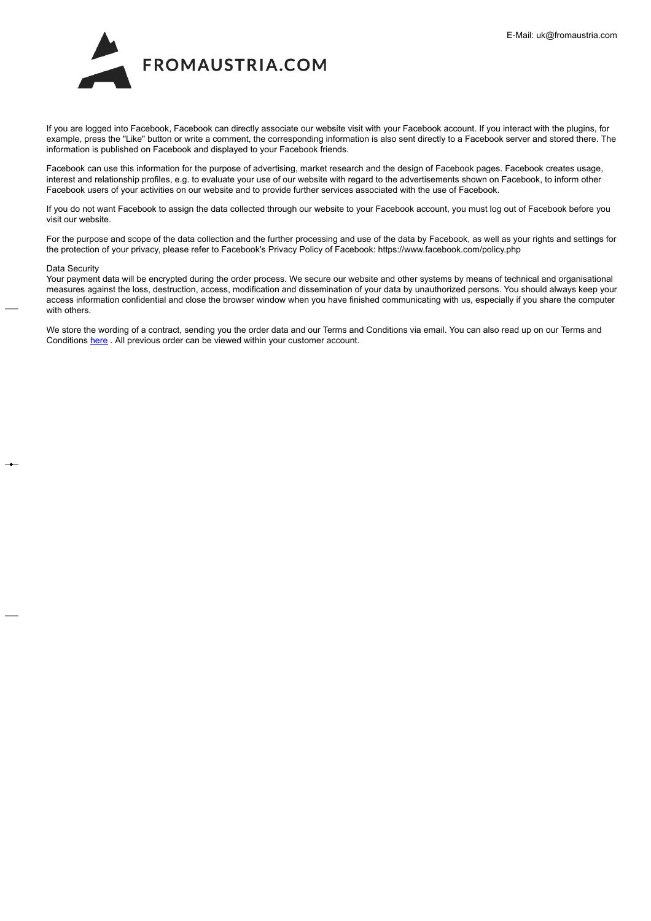If you are logged into Facebook, Facebook can directly associate our website visit with your Facebook account. If you interact with the plugins, for example, press the "Like" button or write a comment, the corresponding information is also sent directly to a Facebook server and stored there. The information is published on Facebook and displayed to your Facebook friends.

Facebook can use this information for the purpose of advertising, market research and the design of Facebook pages. Facebook creates usage, interest and relationship profiles, e.g. to evaluate your use of our website with regard to the advertisements shown on Facebook, to inform other Facebook users of your activities on our website and to provide further services associated with the use of Facebook.

If you do not want Facebook to assign the data collected through our website to your Facebook account, you must log out of Facebook before you visit our website.

For the purpose and scope of the data collection and the further processing and use of the data by Facebook, as well as your rights and settings for the protection of your privacy, please refer to Facebook's Privacy Policy of Facebook: https://www.facebook.com/policy.php

Data Security

Your payment data will be encrypted during the order process. We secure our website and other systems by means of technical and organisational measures against the loss, destruction, access, modification and dissemination of your data by unauthorized persons. You should always keep your access information confidential and close the browser window when you have finished communicating with us, especially if you share the computer with others.

We store the wording of a contract, sending you the order data and our Terms and Conditions via email. You can also read up on our Terms and Conditions here . All previous order can be viewed within your customer account.